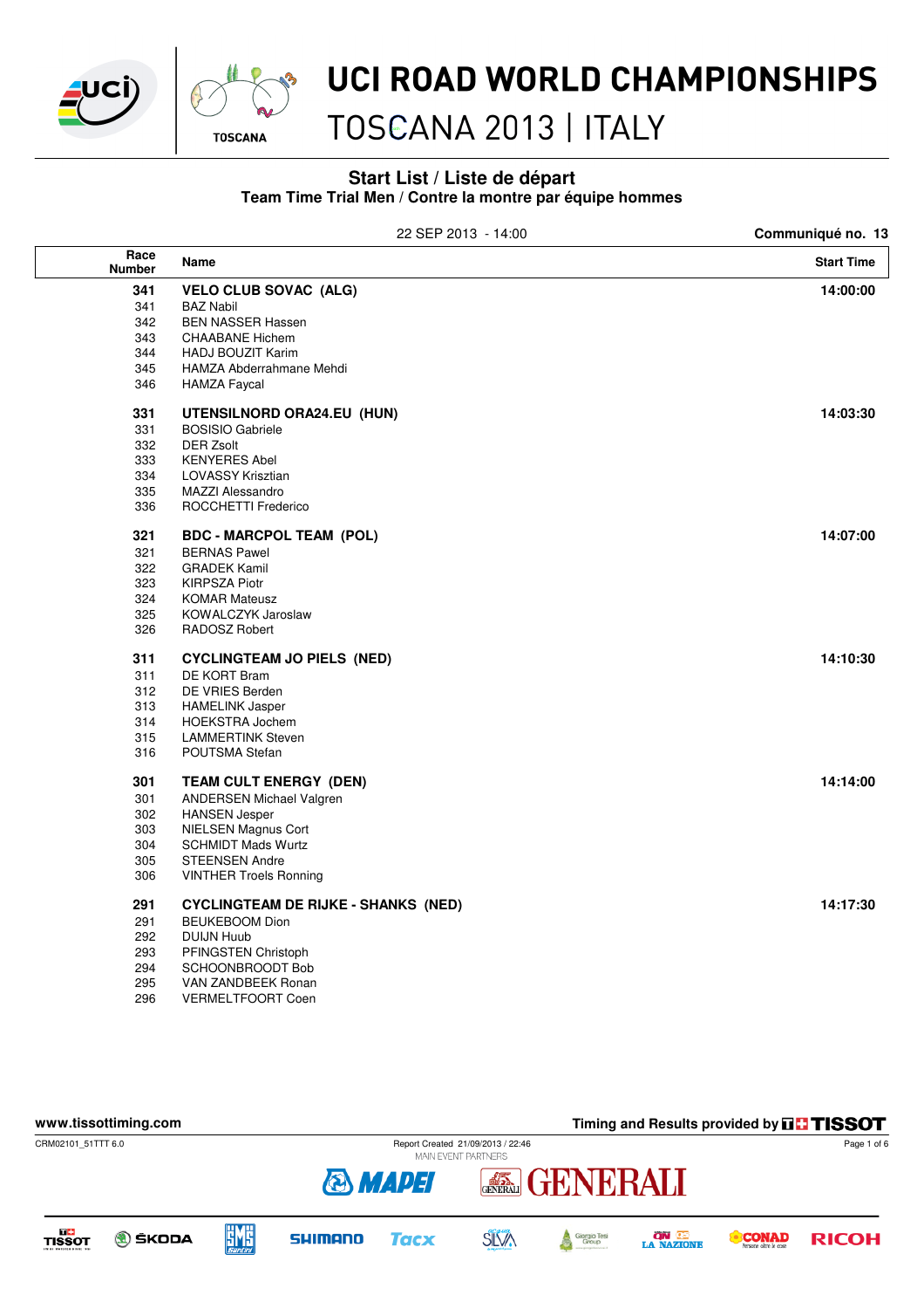# UCI ROAD WORLD CHAMPIONSHIPS

## TOSCANA 2013 | ITALY

### Start List / Liste de départ
### Team Time Trial Men / Contre la montre par équipe hommes

22 SEP 2013 - 14:00 — **Communiqué no. 13**

| Race Number | Name | Start Time |
|---|---|---|
| **341** | **VELO CLUB SOVAC (ALG)** | **14:00:00** |
| 341 | BAZ Nabil | |
| 342 | BEN NASSER Hassen | |
| 343 | CHAABANE Hichem | |
| 344 | HADJ BOUZIT Karim | |
| 345 | HAMZA Abderrahmane Mehdi | |
| 346 | HAMZA Faycal | |
| **331** | **UTENSILNORD ORA24.EU (HUN)** | **14:03:30** |
| 331 | BOSISIO Gabriele | |
| 332 | DER Zsolt | |
| 333 | KENYERES Abel | |
| 334 | LOVASSY Krisztian | |
| 335 | MAZZI Alessandro | |
| 336 | ROCCHETTI Frederico | |
| **321** | **BDC - MARCPOL TEAM (POL)** | **14:07:00** |
| 321 | BERNAS Pawel | |
| 322 | GRADEK Kamil | |
| 323 | KIRPSZA Piotr | |
| 324 | KOMAR Mateusz | |
| 325 | KOWALCZYK Jaroslaw | |
| 326 | RADOSZ Robert | |
| **311** | **CYCLINGTEAM JO PIELS (NED)** | **14:10:30** |
| 311 | DE KORT Bram | |
| 312 | DE VRIES Berden | |
| 313 | HAMELINK Jasper | |
| 314 | HOEKSTRA Jochem | |
| 315 | LAMMERTINK Steven | |
| 316 | POUTSMA Stefan | |
| **301** | **TEAM CULT ENERGY (DEN)** | **14:14:00** |
| 301 | ANDERSEN Michael Valgren | |
| 302 | HANSEN Jesper | |
| 303 | NIELSEN Magnus Cort | |
| 304 | SCHMIDT Mads Wurtz | |
| 305 | STEENSEN Andre | |
| 306 | VINTHER Troels Ronning | |
| **291** | **CYCLINGTEAM DE RIJKE - SHANKS (NED)** | **14:17:30** |
| 291 | BEUKEBOOM Dion | |
| 292 | DUIJN Huub | |
| 293 | PFINGSTEN Christoph | |
| 294 | SCHOONBROODT Bob | |
| 295 | VAN ZANDBEEK Ronan | |
| 296 | VERMELTFOORT Coen | |

www.tissottiming.com — Timing and Results provided by TISSOT

CRM02101_51TTT 6.0 — Report Created 21/09/2013 / 22:46

MAIN EVENT PARTNERS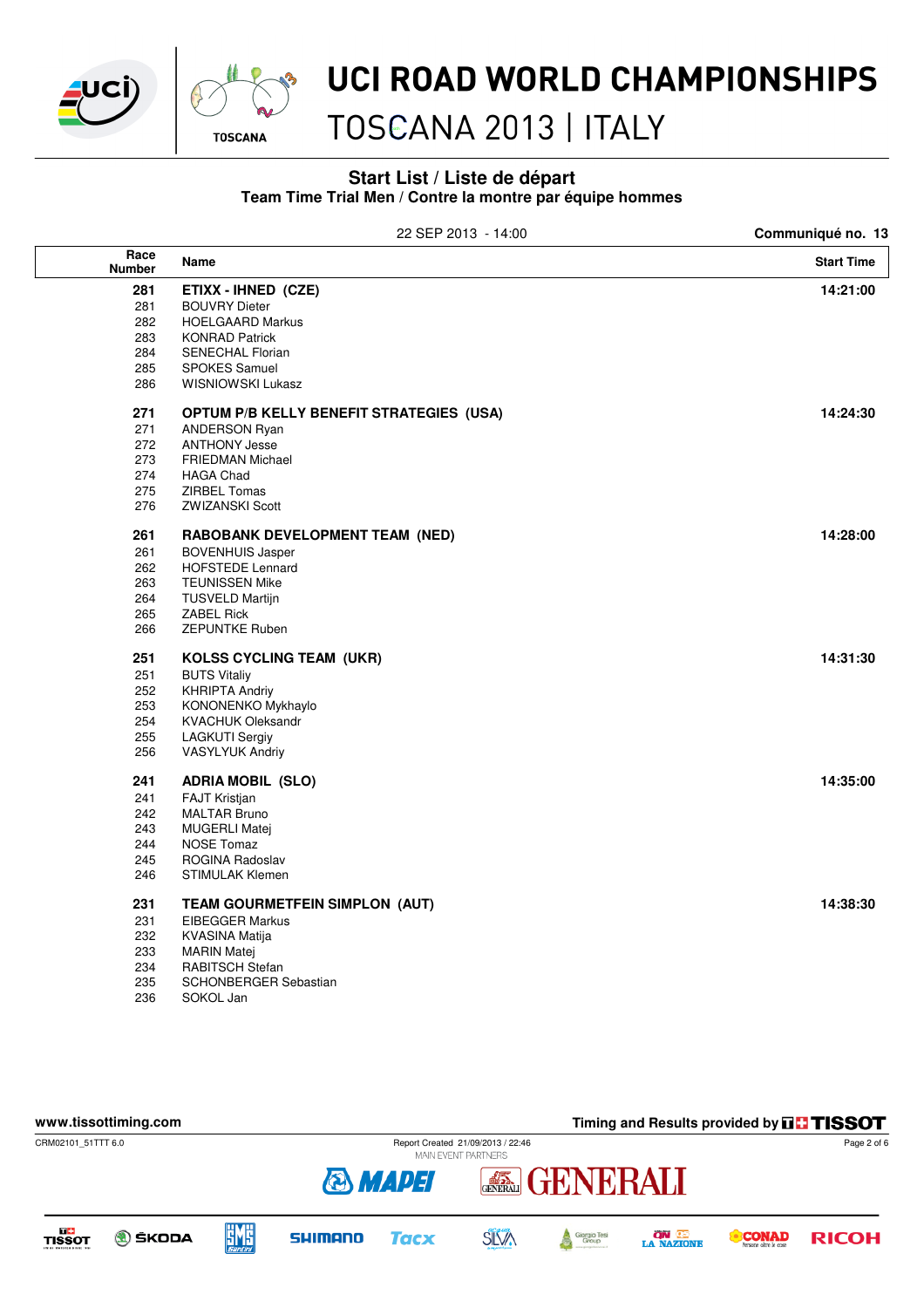# UCI ROAD WORLD CHAMPIONSHIPS

## TOSCANA 2013 | ITALY

### Start List / Liste de départ

**Team Time Trial Men / Contre la montre par équipe hommes**

22 SEP 2013 - 14:00 — **Communiqué no. 13**

| Race Number | Name | Start Time |
|---|---|---|
| **281** | **ETIXX - IHNED (CZE)** | **14:21:00** |
| 281 | BOUVRY Dieter | |
| 282 | HOELGAARD Markus | |
| 283 | KONRAD Patrick | |
| 284 | SENECHAL Florian | |
| 285 | SPOKES Samuel | |
| 286 | WISNIOWSKI Lukasz | |
| **271** | **OPTUM P/B KELLY BENEFIT STRATEGIES (USA)** | **14:24:30** |
| 271 | ANDERSON Ryan | |
| 272 | ANTHONY Jesse | |
| 273 | FRIEDMAN Michael | |
| 274 | HAGA Chad | |
| 275 | ZIRBEL Tomas | |
| 276 | ZWIZANSKI Scott | |
| **261** | **RABOBANK DEVELOPMENT TEAM (NED)** | **14:28:00** |
| 261 | BOVENHUIS Jasper | |
| 262 | HOFSTEDE Lennard | |
| 263 | TEUNISSEN Mike | |
| 264 | TUSVELD Martijn | |
| 265 | ZABEL Rick | |
| 266 | ZEPUNTKE Ruben | |
| **251** | **KOLSS CYCLING TEAM (UKR)** | **14:31:30** |
| 251 | BUTS Vitaliy | |
| 252 | KHRIPTA Andriy | |
| 253 | KONONENKO Mykhaylo | |
| 254 | KVACHUK Oleksandr | |
| 255 | LAGKUTI Sergiy | |
| 256 | VASYLYUK Andriy | |
| **241** | **ADRIA MOBIL (SLO)** | **14:35:00** |
| 241 | FAJT Kristjan | |
| 242 | MALTAR Bruno | |
| 243 | MUGERLI Matej | |
| 244 | NOSE Tomaz | |
| 245 | ROGINA Radoslav | |
| 246 | STIMULAK Klemen | |
| **231** | **TEAM GOURMETFEIN SIMPLON (AUT)** | **14:38:30** |
| 231 | EIBEGGER Markus | |
| 232 | KVASINA Matija | |
| 233 | MARIN Matej | |
| 234 | RABITSCH Stefan | |
| 235 | SCHONBERGER Sebastian | |
| 236 | SOKOL Jan | |

www.tissottiming.com — Timing and Results provided by TISSOT

CRM02101_51TTT 6.0 — Report Created 21/09/2013 / 22:46

MAIN EVENT PARTNERS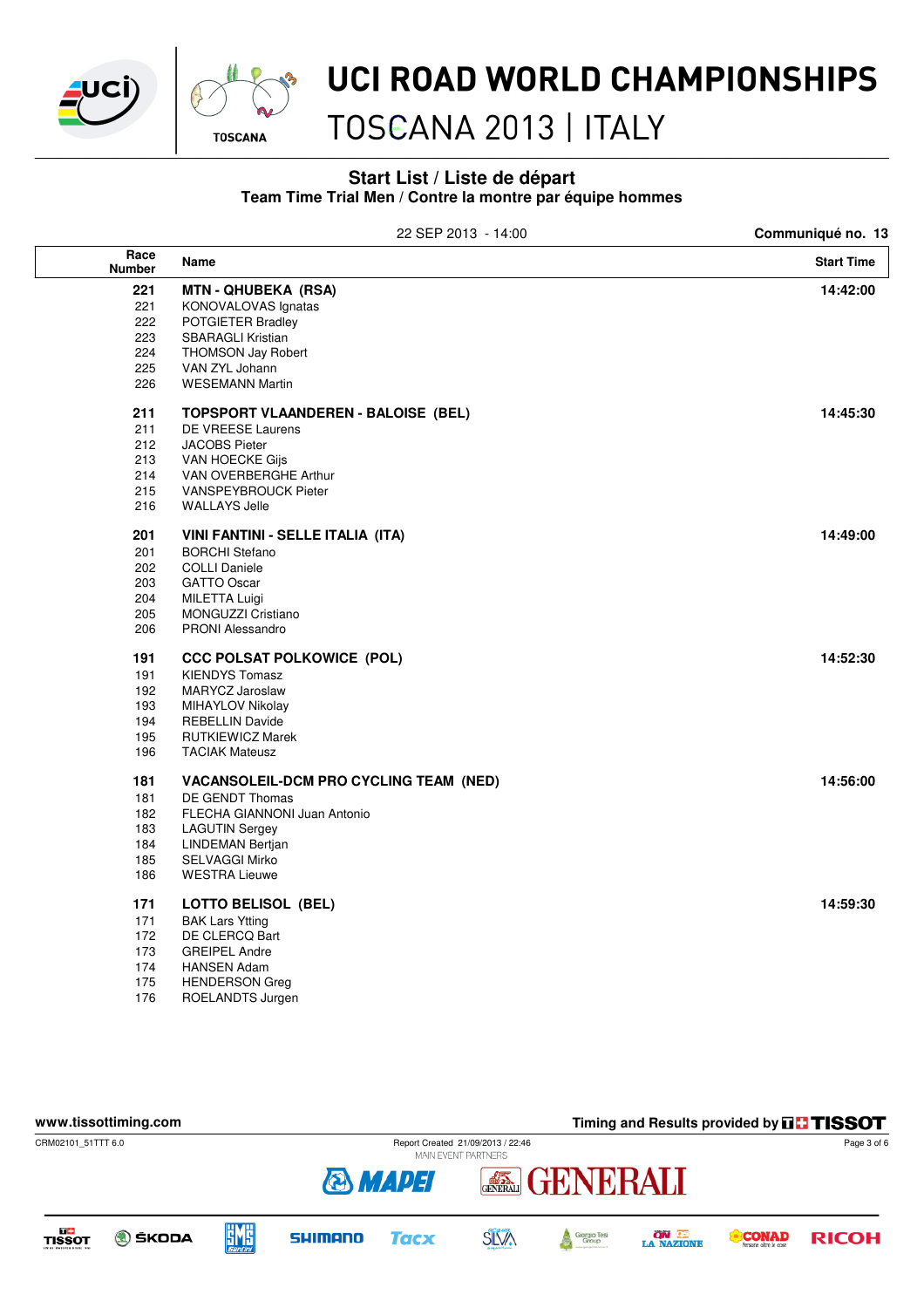# UCI ROAD WORLD CHAMPIONSHIPS

## TOSCANA 2013 | ITALY

### Start List / Liste de départ

**Team Time Trial Men / Contre la montre par équipe hommes**

22 SEP 2013 - 14:00

**Communiqué no. 13**

| Race Number | Name | Start Time |
|---|---|---|
| **221** | **MTN - QHUBEKA (RSA)** | **14:42:00** |
| 221 | KONOVALOVAS Ignatas | |
| 222 | POTGIETER Bradley | |
| 223 | SBARAGLI Kristian | |
| 224 | THOMSON Jay Robert | |
| 225 | VAN ZYL Johann | |
| 226 | WESEMANN Martin | |
| **211** | **TOPSPORT VLAANDEREN - BALOISE (BEL)** | **14:45:30** |
| 211 | DE VREESE Laurens | |
| 212 | JACOBS Pieter | |
| 213 | VAN HOECKE Gijs | |
| 214 | VAN OVERBERGHE Arthur | |
| 215 | VANSPEYBROUCK Pieter | |
| 216 | WALLAYS Jelle | |
| **201** | **VINI FANTINI - SELLE ITALIA (ITA)** | **14:49:00** |
| 201 | BORCHI Stefano | |
| 202 | COLLI Daniele | |
| 203 | GATTO Oscar | |
| 204 | MILETTA Luigi | |
| 205 | MONGUZZI Cristiano | |
| 206 | PRONI Alessandro | |
| **191** | **CCC POLSAT POLKOWICE (POL)** | **14:52:30** |
| 191 | KIENDYS Tomasz | |
| 192 | MARYCZ Jaroslaw | |
| 193 | MIHAYLOV Nikolay | |
| 194 | REBELLIN Davide | |
| 195 | RUTKIEWICZ Marek | |
| 196 | TACIAK Mateusz | |
| **181** | **VACANSOLEIL-DCM PRO CYCLING TEAM (NED)** | **14:56:00** |
| 181 | DE GENDT Thomas | |
| 182 | FLECHA GIANNONI Juan Antonio | |
| 183 | LAGUTIN Sergey | |
| 184 | LINDEMAN Bertjan | |
| 185 | SELVAGGI Mirko | |
| 186 | WESTRA Lieuwe | |
| **171** | **LOTTO BELISOL (BEL)** | **14:59:30** |
| 171 | BAK Lars Ytting | |
| 172 | DE CLERCQ Bart | |
| 173 | GREIPEL Andre | |
| 174 | HANSEN Adam | |
| 175 | HENDERSON Greg | |
| 176 | ROELANDTS Jurgen | |

www.tissottiming.com — Timing and Results provided by TISSOT

CRM02101_51TTT 6.0 — Report Created 21/09/2013 / 22:46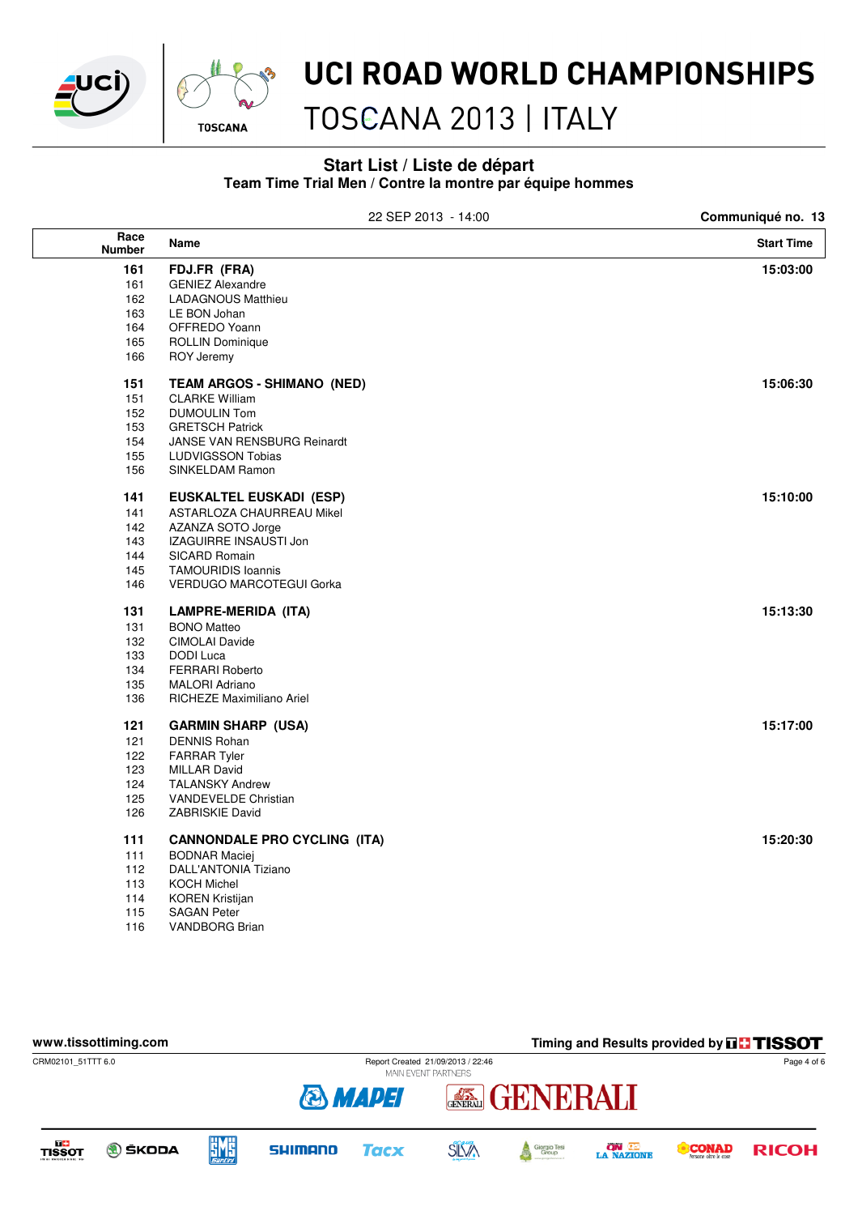# UCI ROAD WORLD CHAMPIONSHIPS
## TOSCANA 2013 | ITALY

### Start List / Liste de départ
**Team Time Trial Men / Contre la montre par équipe hommes**

22 SEP 2013 - 14:00 — **Communiqué no. 13**

| Race Number | Name | Start Time |
|---|---|---|
| **161** | **FDJ.FR (FRA)** | **15:03:00** |
| 161 | GENIEZ Alexandre | |
| 162 | LADAGNOUS Matthieu | |
| 163 | LE BON Johan | |
| 164 | OFFREDO Yoann | |
| 165 | ROLLIN Dominique | |
| 166 | ROY Jeremy | |
| **151** | **TEAM ARGOS - SHIMANO (NED)** | **15:06:30** |
| 151 | CLARKE William | |
| 152 | DUMOULIN Tom | |
| 153 | GRETSCH Patrick | |
| 154 | JANSE VAN RENSBURG Reinardt | |
| 155 | LUDVIGSSON Tobias | |
| 156 | SINKELDAM Ramon | |
| **141** | **EUSKALTEL EUSKADI (ESP)** | **15:10:00** |
| 141 | ASTARLOZA CHAURREAU Mikel | |
| 142 | AZANZA SOTO Jorge | |
| 143 | IZAGUIRRE INSAUSTI Jon | |
| 144 | SICARD Romain | |
| 145 | TAMOURIDIS Ioannis | |
| 146 | VERDUGO MARCOTEGUI Gorka | |
| **131** | **LAMPRE-MERIDA (ITA)** | **15:13:30** |
| 131 | BONO Matteo | |
| 132 | CIMOLAI Davide | |
| 133 | DODI Luca | |
| 134 | FERRARI Roberto | |
| 135 | MALORI Adriano | |
| 136 | RICHEZE Maximiliano Ariel | |
| **121** | **GARMIN SHARP (USA)** | **15:17:00** |
| 121 | DENNIS Rohan | |
| 122 | FARRAR Tyler | |
| 123 | MILLAR David | |
| 124 | TALANSKY Andrew | |
| 125 | VANDEVELDE Christian | |
| 126 | ZABRISKIE David | |
| **111** | **CANNONDALE PRO CYCLING (ITA)** | **15:20:30** |
| 111 | BODNAR Maciej | |
| 112 | DALL'ANTONIA Tiziano | |
| 113 | KOCH Michel | |
| 114 | KOREN Kristijan | |
| 115 | SAGAN Peter | |
| 116 | VANDBORG Brian | |

www.tissottiming.com — Timing and Results provided by TISSOT

CRM02101_51TTT 6.0 — Report Created 21/09/2013 / 22:46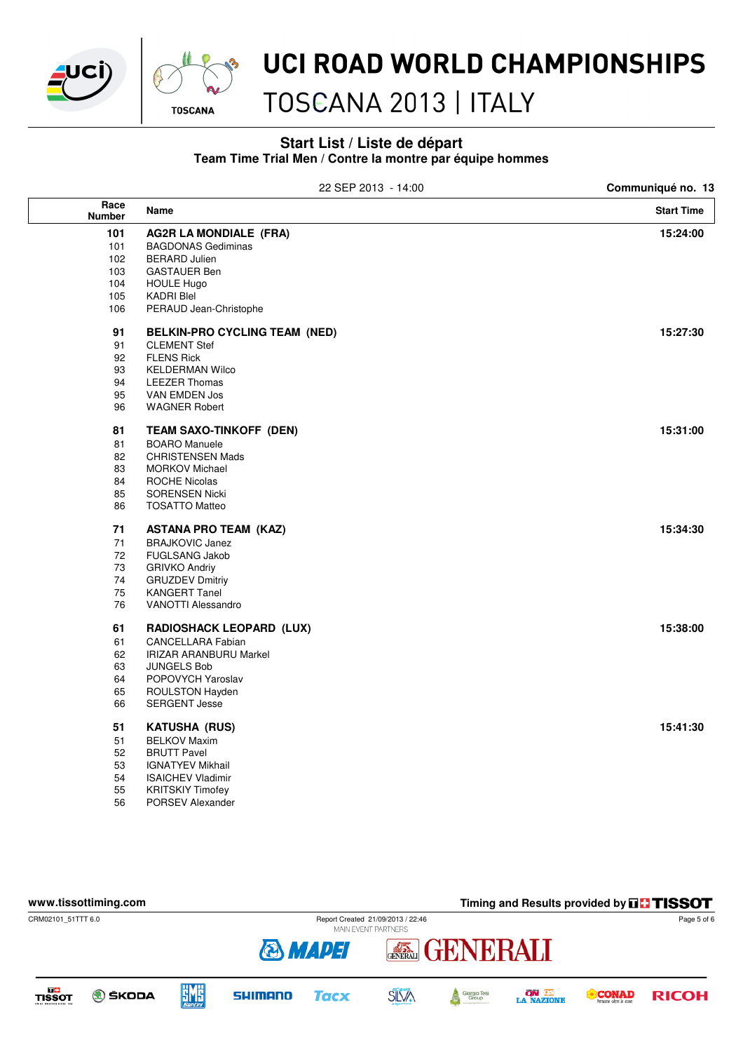# UCI ROAD WORLD CHAMPIONSHIPS

## TOSCANA 2013 | ITALY

### Start List / Liste de départ

**Team Time Trial Men / Contre la montre par équipe hommes**

22 SEP 2013 - 14:00

**Communiqué no. 13**

| Race Number | Name | Start Time |
|---|---|---|
| **101** | **AG2R LA MONDIALE (FRA)** | **15:24:00** |
| 101 | BAGDONAS Gediminas | |
| 102 | BERARD Julien | |
| 103 | GASTAUER Ben | |
| 104 | HOULE Hugo | |
| 105 | KADRI Blel | |
| 106 | PERAUD Jean-Christophe | |
| **91** | **BELKIN-PRO CYCLING TEAM (NED)** | **15:27:30** |
| 91 | CLEMENT Stef | |
| 92 | FLENS Rick | |
| 93 | KELDERMAN Wilco | |
| 94 | LEEZER Thomas | |
| 95 | VAN EMDEN Jos | |
| 96 | WAGNER Robert | |
| **81** | **TEAM SAXO-TINKOFF (DEN)** | **15:31:00** |
| 81 | BOARO Manuele | |
| 82 | CHRISTENSEN Mads | |
| 83 | MORKOV Michael | |
| 84 | ROCHE Nicolas | |
| 85 | SORENSEN Nicki | |
| 86 | TOSATTO Matteo | |
| **71** | **ASTANA PRO TEAM (KAZ)** | **15:34:30** |
| 71 | BRAJKOVIC Janez | |
| 72 | FUGLSANG Jakob | |
| 73 | GRIVKO Andriy | |
| 74 | GRUZDEV Dmitriy | |
| 75 | KANGERT Tanel | |
| 76 | VANOTTI Alessandro | |
| **61** | **RADIOSHACK LEOPARD (LUX)** | **15:38:00** |
| 61 | CANCELLARA Fabian | |
| 62 | IRIZAR ARANBURU Markel | |
| 63 | JUNGELS Bob | |
| 64 | POPOVYCH Yaroslav | |
| 65 | ROULSTON Hayden | |
| 66 | SERGENT Jesse | |
| **51** | **KATUSHA (RUS)** | **15:41:30** |
| 51 | BELKOV Maxim | |
| 52 | BRUTT Pavel | |
| 53 | IGNATYEV Mikhail | |
| 54 | ISAICHEV Vladimir | |
| 55 | KRITSKIY Timofey | |
| 56 | PORSEV Alexander | |

www.tissottiming.com

Timing and Results provided by TISSOT

CRM02101_51TTT 6.0 — Report Created 21/09/2013 / 22:46

MAIN EVENT PARTNERS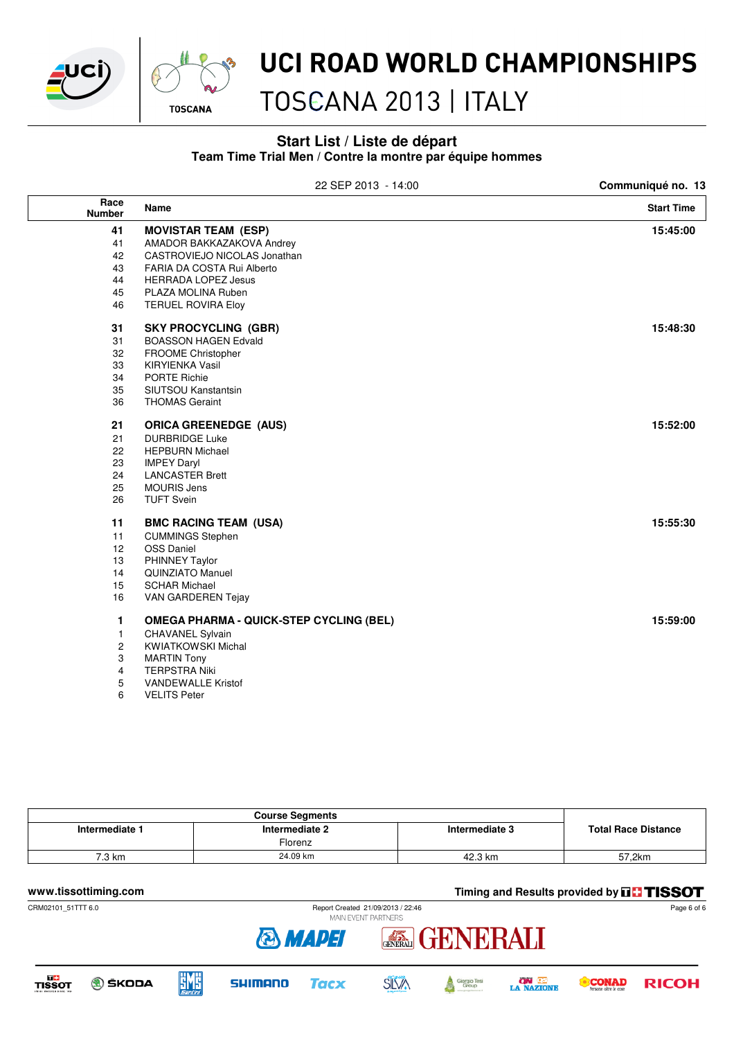# UCI ROAD WORLD CHAMPIONSHIPS

## TOSCANA 2013 | ITALY

### Start List / Liste de départ

**Team Time Trial Men / Contre la montre par équipe hommes**

22 SEP 2013 - 14:00 — **Communiqué no. 13**

| Race Number | Name | Start Time |
|---|---|---|
| **41** | **MOVISTAR TEAM (ESP)** | **15:45:00** |
| 41 | AMADOR BAKKAZAKOVA Andrey | |
| 42 | CASTROVIEJO NICOLAS Jonathan | |
| 43 | FARIA DA COSTA Rui Alberto | |
| 44 | HERRADA LOPEZ Jesus | |
| 45 | PLAZA MOLINA Ruben | |
| 46 | TERUEL ROVIRA Eloy | |
| **31** | **SKY PROCYCLING (GBR)** | **15:48:30** |
| 31 | BOASSON HAGEN Edvald | |
| 32 | FROOME Christopher | |
| 33 | KIRYIENKA Vasil | |
| 34 | PORTE Richie | |
| 35 | SIUTSOU Kanstantsin | |
| 36 | THOMAS Geraint | |
| **21** | **ORICA GREENEDGE (AUS)** | **15:52:00** |
| 21 | DURBRIDGE Luke | |
| 22 | HEPBURN Michael | |
| 23 | IMPEY Daryl | |
| 24 | LANCASTER Brett | |
| 25 | MOURIS Jens | |
| 26 | TUFT Svein | |
| **11** | **BMC RACING TEAM (USA)** | **15:55:30** |
| 11 | CUMMINGS Stephen | |
| 12 | OSS Daniel | |
| 13 | PHINNEY Taylor | |
| 14 | QUINZIATO Manuel | |
| 15 | SCHAR Michael | |
| 16 | VAN GARDEREN Tejay | |
| **1** | **OMEGA PHARMA - QUICK-STEP CYCLING (BEL)** | **15:59:00** |
| 1 | CHAVANEL Sylvain | |
| 2 | KWIATKOWSKI Michal | |
| 3 | MARTIN Tony | |
| 4 | TERPSTRA Niki | |
| 5 | VANDEWALLE Kristof | |
| 6 | VELITS Peter | |

| Course Segments | | | |
|---|---|---|---|
| Intermediate 1 | Intermediate 2 Florenz | Intermediate 3 | Total Race Distance |
| 7.3 km | 24.09 km | 42.3 km | 57,2km |

www.tissottiming.com — Timing and Results provided by TISSOT

CRM02101_51TTT 6.0 — Report Created 21/09/2013 / 22:46

MAIN EVENT PARTNERS: MAPEI, GENERALI

TISSOT, ŠKODA, SMS Santini, SHIMANO, Tacx, SILVA, Giorgio Tesi Group, LA NAZIONE, CONAD, RICOH